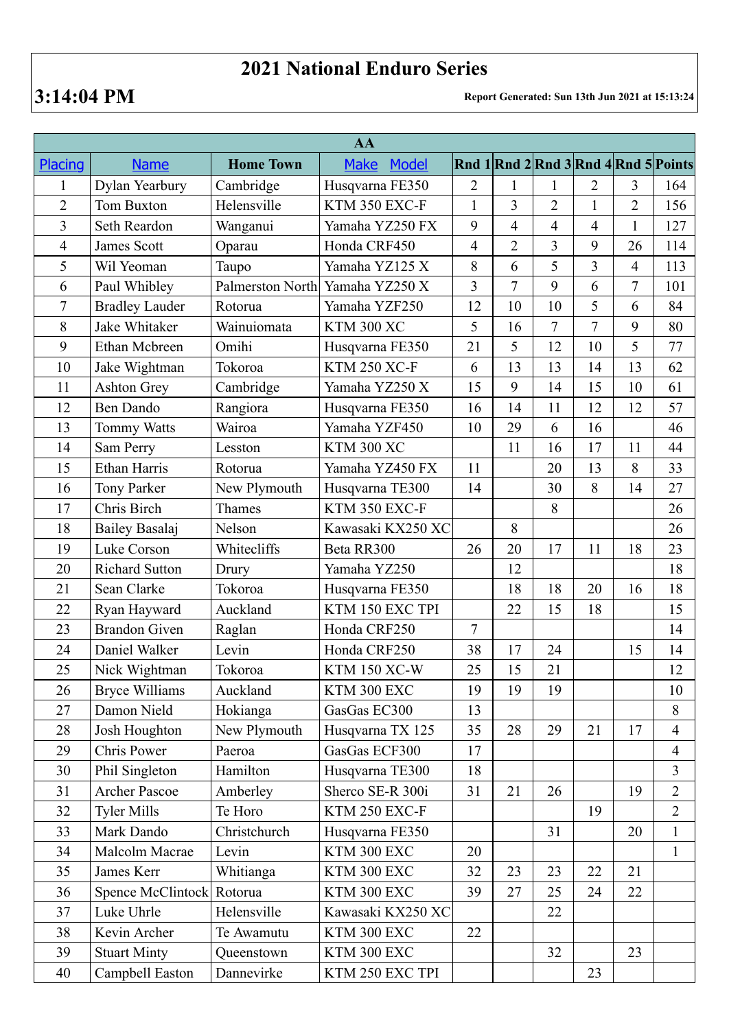# 2021 National Enduro Series

**3:14:04 PM**

**Report Generated: Sun 13th Jun 2021 at 15:13:24**

| AA | | | | | | | | | |
|---|---|---|---|---|---|---|---|---|---|
| Placing | Name | Home Town | Make Model | Rnd 1 | Rnd 2 | Rnd 3 | Rnd 4 | Rnd 5 | Points |
| 1 | Dylan Yearbury | Cambridge | Husqvarna FE350 | 2 | 1 | 1 | 2 | 3 | 164 |
| 2 | Tom Buxton | Helensville | KTM 350 EXC-F | 1 | 3 | 2 | 1 | 2 | 156 |
| 3 | Seth Reardon | Wanganui | Yamaha YZ250 FX | 9 | 4 | 4 | 4 | 1 | 127 |
| 4 | James Scott | Oparau | Honda CRF450 | 4 | 2 | 3 | 9 | 26 | 114 |
| 5 | Wil Yeoman | Taupo | Yamaha YZ125 X | 8 | 6 | 5 | 3 | 4 | 113 |
| 6 | Paul Whibley | Palmerston North | Yamaha YZ250 X | 3 | 7 | 9 | 6 | 7 | 101 |
| 7 | Bradley Lauder | Rotorua | Yamaha YZF250 | 12 | 10 | 10 | 5 | 6 | 84 |
| 8 | Jake Whitaker | Wainuiomata | KTM 300 XC | 5 | 16 | 7 | 7 | 9 | 80 |
| 9 | Ethan Mcbreen | Omihi | Husqvarna FE350 | 21 | 5 | 12 | 10 | 5 | 77 |
| 10 | Jake Wightman | Tokoroa | KTM 250 XC-F | 6 | 13 | 13 | 14 | 13 | 62 |
| 11 | Ashton Grey | Cambridge | Yamaha YZ250 X | 15 | 9 | 14 | 15 | 10 | 61 |
| 12 | Ben Dando | Rangiora | Husqvarna FE350 | 16 | 14 | 11 | 12 | 12 | 57 |
| 13 | Tommy Watts | Wairoa | Yamaha YZF450 | 10 | 29 | 6 | 16 | | 46 |
| 14 | Sam Perry | Lesston | KTM 300 XC | | 11 | 16 | 17 | 11 | 44 |
| 15 | Ethan Harris | Rotorua | Yamaha YZ450 FX | 11 | | 20 | 13 | 8 | 33 |
| 16 | Tony Parker | New Plymouth | Husqvarna TE300 | 14 | | 30 | 8 | 14 | 27 |
| 17 | Chris Birch | Thames | KTM 350 EXC-F | | | 8 | | | 26 |
| 18 | Bailey Basalaj | Nelson | Kawasaki KX250 XC | | 8 | | | | 26 |
| 19 | Luke Corson | Whitecliffs | Beta RR300 | 26 | 20 | 17 | 11 | 18 | 23 |
| 20 | Richard Sutton | Drury | Yamaha YZ250 | | 12 | | | | 18 |
| 21 | Sean Clarke | Tokoroa | Husqvarna FE350 | | 18 | 18 | 20 | 16 | 18 |
| 22 | Ryan Hayward | Auckland | KTM 150 EXC TPI | | 22 | 15 | 18 | | 15 |
| 23 | Brandon Given | Raglan | Honda CRF250 | 7 | | | | | 14 |
| 24 | Daniel Walker | Levin | Honda CRF250 | 38 | 17 | 24 | | 15 | 14 |
| 25 | Nick Wightman | Tokoroa | KTM 150 XC-W | 25 | 15 | 21 | | | 12 |
| 26 | Bryce Williams | Auckland | KTM 300 EXC | 19 | 19 | 19 | | | 10 |
| 27 | Damon Nield | Hokianga | GasGas EC300 | 13 | | | | | 8 |
| 28 | Josh Houghton | New Plymouth | Husqvarna TX 125 | 35 | 28 | 29 | 21 | 17 | 4 |
| 29 | Chris Power | Paeroa | GasGas ECF300 | 17 | | | | | 4 |
| 30 | Phil Singleton | Hamilton | Husqvarna TE300 | 18 | | | | | 3 |
| 31 | Archer Pascoe | Amberley | Sherco SE-R 300i | 31 | 21 | 26 | | 19 | 2 |
| 32 | Tyler Mills | Te Horo | KTM 250 EXC-F | | | | 19 | | 2 |
| 33 | Mark Dando | Christchurch | Husqvarna FE350 | | | 31 | | 20 | 1 |
| 34 | Malcolm Macrae | Levin | KTM 300 EXC | 20 | | | | | 1 |
| 35 | James Kerr | Whitianga | KTM 300 EXC | 32 | 23 | 23 | 22 | 21 | |
| 36 | Spence McClintock | Rotorua | KTM 300 EXC | 39 | 27 | 25 | 24 | 22 | |
| 37 | Luke Uhrle | Helensville | Kawasaki KX250 XC | | | 22 | | | |
| 38 | Kevin Archer | Te Awamutu | KTM 300 EXC | 22 | | | | | |
| 39 | Stuart Minty | Queenstown | KTM 300 EXC | | | 32 | | 23 | |
| 40 | Campbell Easton | Dannevirke | KTM 250 EXC TPI | | | | 23 | | |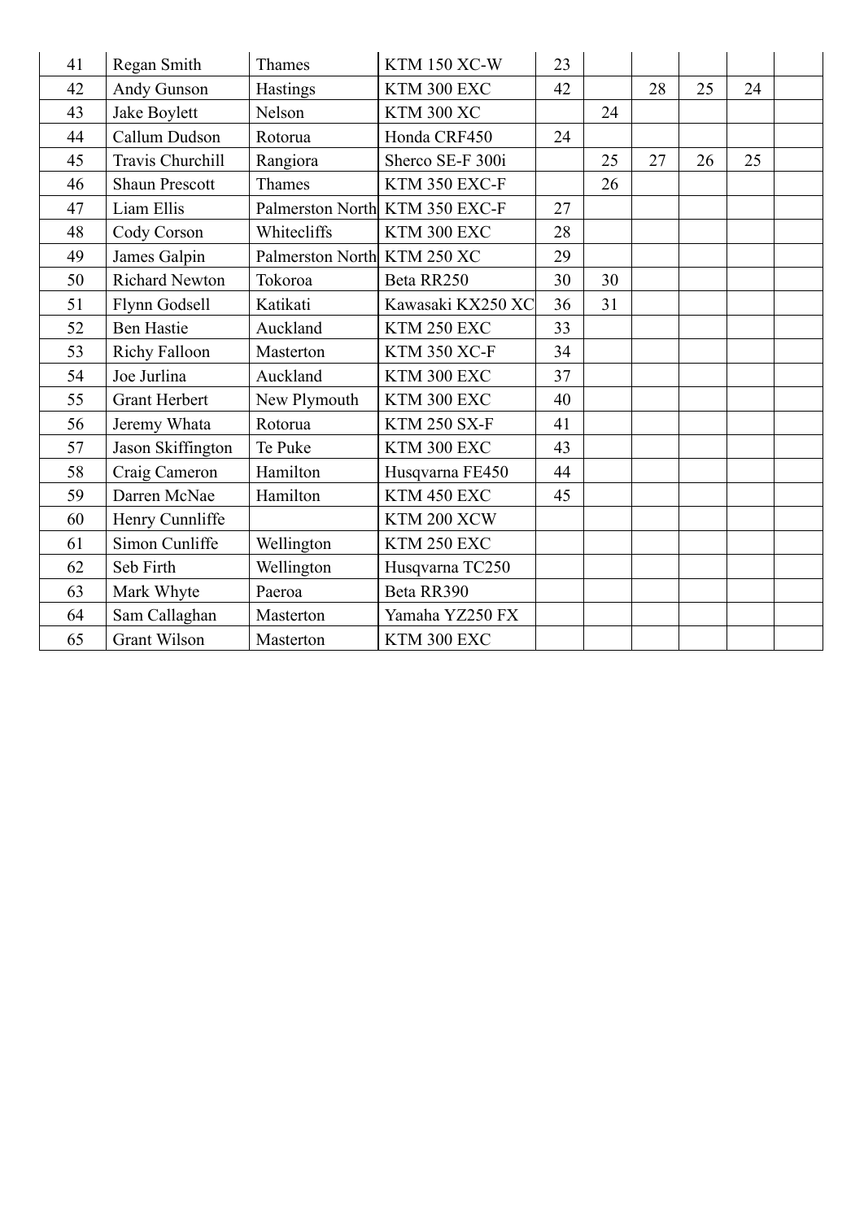| | | | | | | | | | |
|---|---|---|---|---|---|---|---|---|---|
| 41 | Regan Smith | Thames | KTM 150 XC-W | 23 | | | | | |
| 42 | Andy Gunson | Hastings | KTM 300 EXC | 42 | | 28 | 25 | 24 | |
| 43 | Jake Boylett | Nelson | KTM 300 XC | | 24 | | | | |
| 44 | Callum Dudson | Rotorua | Honda CRF450 | 24 | | | | | |
| 45 | Travis Churchill | Rangiora | Sherco SE-F 300i | | 25 | 27 | 26 | 25 | |
| 46 | Shaun Prescott | Thames | KTM 350 EXC-F | | 26 | | | | |
| 47 | Liam Ellis | Palmerston North | KTM 350 EXC-F | 27 | | | | | |
| 48 | Cody Corson | Whitecliffs | KTM 300 EXC | 28 | | | | | |
| 49 | James Galpin | Palmerston North | KTM 250 XC | 29 | | | | | |
| 50 | Richard Newton | Tokoroa | Beta RR250 | 30 | 30 | | | | |
| 51 | Flynn Godsell | Katikati | Kawasaki KX250 XC | 36 | 31 | | | | |
| 52 | Ben Hastie | Auckland | KTM 250 EXC | 33 | | | | | |
| 53 | Richy Falloon | Masterton | KTM 350 XC-F | 34 | | | | | |
| 54 | Joe Jurlina | Auckland | KTM 300 EXC | 37 | | | | | |
| 55 | Grant Herbert | New Plymouth | KTM 300 EXC | 40 | | | | | |
| 56 | Jeremy Whata | Rotorua | KTM 250 SX-F | 41 | | | | | |
| 57 | Jason Skiffington | Te Puke | KTM 300 EXC | 43 | | | | | |
| 58 | Craig Cameron | Hamilton | Husqvarna FE450 | 44 | | | | | |
| 59 | Darren McNae | Hamilton | KTM 450 EXC | 45 | | | | | |
| 60 | Henry Cunnliffe | | KTM 200 XCW | | | | | | |
| 61 | Simon Cunliffe | Wellington | KTM 250 EXC | | | | | | |
| 62 | Seb Firth | Wellington | Husqvarna TC250 | | | | | | |
| 63 | Mark Whyte | Paeroa | Beta RR390 | | | | | | |
| 64 | Sam Callaghan | Masterton | Yamaha YZ250 FX | | | | | | |
| 65 | Grant Wilson | Masterton | KTM 300 EXC | | | | | | |